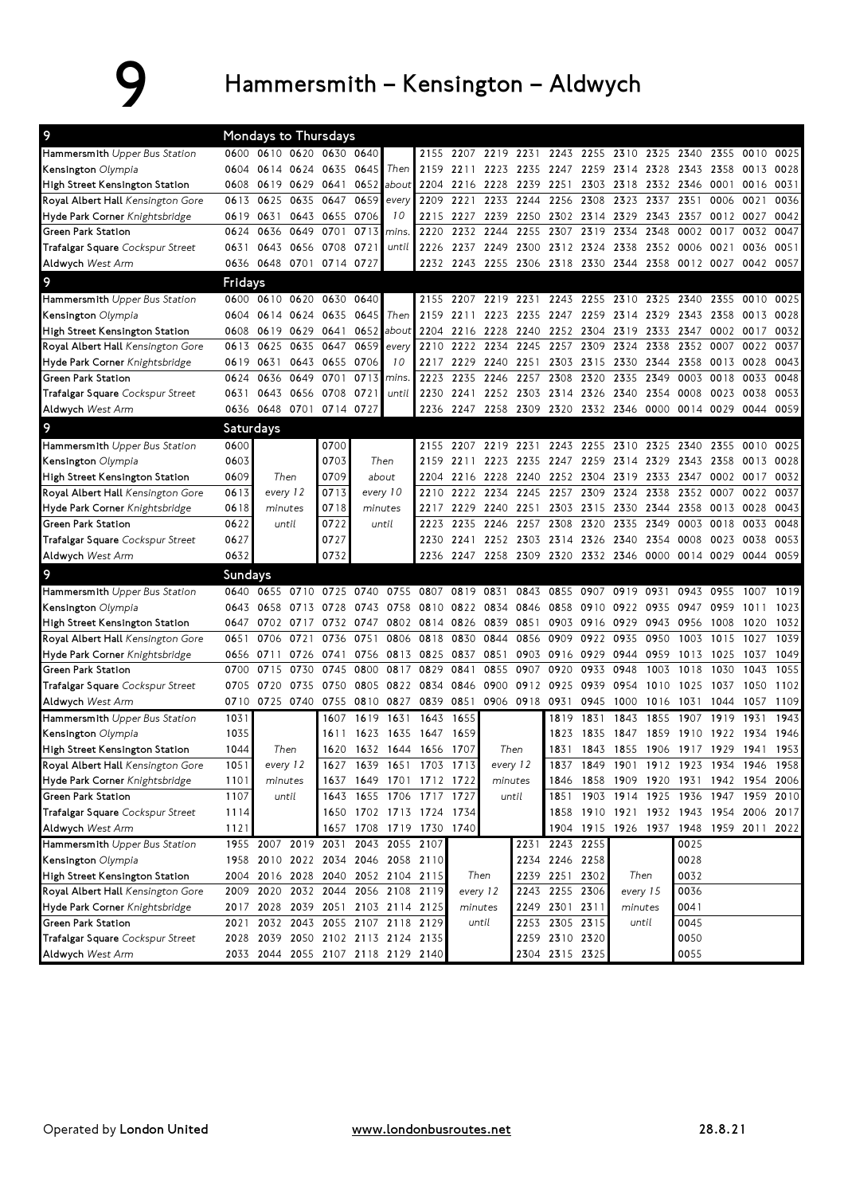# 9 Hammersmith – Kensington – Aldwych

## Mondays to Thursdays

| 9 | | | | | | | | | | | | | | | | | | | |
|---|---|---|---|---|---|---|---|---|---|---|---|---|---|---|---|---|---|---|---|
| Hammersmith *Upper Bus Station* | 0600 | 0610 | 0620 | 0630 | 0640 | | 2155 | 2207 | 2219 | 2231 | 2243 | 2255 | 2310 | 2325 | 2340 | 2355 | 0010 | 0025 |
| Kensington *Olympia* | 0604 | 0614 | 0624 | 0635 | 0645 | Then | 2159 | 2211 | 2223 | 2235 | 2247 | 2259 | 2314 | 2328 | 2343 | 2358 | 0013 | 0028 |
| High Street Kensington Station | 0608 | 0619 | 0629 | 0641 | 0652 | about | 2204 | 2216 | 2228 | 2239 | 2251 | 2303 | 2318 | 2332 | 2346 | 0001 | 0016 | 0031 |
| Royal Albert Hall *Kensington Gore* | 0613 | 0625 | 0635 | 0647 | 0659 | every | 2209 | 2221 | 2233 | 2244 | 2256 | 2308 | 2323 | 2337 | 2351 | 0006 | 0021 | 0036 |
| Hyde Park Corner *Knightsbridge* | 0619 | 0631 | 0643 | 0655 | 0706 | 10 | 2215 | 2227 | 2239 | 2250 | 2302 | 2314 | 2329 | 2343 | 2357 | 0012 | 0027 | 0042 |
| Green Park Station | 0624 | 0636 | 0649 | 0701 | 0713 | mins. | 2220 | 2232 | 2244 | 2255 | 2307 | 2319 | 2334 | 2348 | 0002 | 0017 | 0032 | 0047 |
| Trafalgar Square *Cockspur Street* | 0631 | 0643 | 0656 | 0708 | 0721 | until | 2226 | 2237 | 2249 | 2300 | 2312 | 2324 | 2338 | 2352 | 0006 | 0021 | 0036 | 0051 |
| Aldwych *West Arm* | 0636 | 0648 | 0701 | 0714 | 0727 | | 2232 | 2243 | 2255 | 2306 | 2318 | 2330 | 2344 | 2358 | 0012 | 0027 | 0042 | 0057 |

## Fridays

| 9 | | | | | | | | | | | | | | | | | | | |
|---|---|---|---|---|---|---|---|---|---|---|---|---|---|---|---|---|---|---|---|
| Hammersmith *Upper Bus Station* | 0600 | 0610 | 0620 | 0630 | 0640 | | 2155 | 2207 | 2219 | 2231 | 2243 | 2255 | 2310 | 2325 | 2340 | 2355 | 0010 | 0025 |
| Kensington *Olympia* | 0604 | 0614 | 0624 | 0635 | 0645 | Then | 2159 | 2211 | 2223 | 2235 | 2247 | 2259 | 2314 | 2329 | 2343 | 2358 | 0013 | 0028 |
| High Street Kensington Station | 0608 | 0619 | 0629 | 0641 | 0652 | about | 2204 | 2216 | 2228 | 2240 | 2252 | 2304 | 2319 | 2333 | 2347 | 0002 | 0017 | 0032 |
| Royal Albert Hall *Kensington Gore* | 0613 | 0625 | 0635 | 0647 | 0659 | every | 2210 | 2222 | 2234 | 2245 | 2257 | 2309 | 2324 | 2338 | 2352 | 0007 | 0022 | 0037 |
| Hyde Park Corner *Knightsbridge* | 0619 | 0631 | 0643 | 0655 | 0706 | 10 | 2217 | 2229 | 2240 | 2251 | 2303 | 2315 | 2330 | 2344 | 2358 | 0013 | 0028 | 0043 |
| Green Park Station | 0624 | 0636 | 0649 | 0701 | 0713 | mins. | 2223 | 2235 | 2246 | 2257 | 2308 | 2320 | 2335 | 2349 | 0003 | 0018 | 0033 | 0048 |
| Trafalgar Square *Cockspur Street* | 0631 | 0643 | 0656 | 0708 | 0721 | until | 2230 | 2241 | 2252 | 2303 | 2314 | 2326 | 2340 | 2354 | 0008 | 0023 | 0038 | 0053 |
| Aldwych *West Arm* | 0636 | 0648 | 0701 | 0714 | 0727 | | 2236 | 2247 | 2258 | 2309 | 2320 | 2332 | 2346 | 0000 | 0014 | 0029 | 0044 | 0059 |

## Saturdays

| 9 | | | | | | | | | | | | | | | | |
|---|---|---|---|---|---|---|---|---|---|---|---|---|---|---|---|---|
| Hammersmith *Upper Bus Station* | 0600 | | 0700 | | 2155 | 2207 | 2219 | 2231 | 2243 | 2255 | 2310 | 2325 | 2340 | 2355 | 0010 | 0025 |
| Kensington *Olympia* | 0603 | | 0703 | Then | 2159 | 2211 | 2223 | 2235 | 2247 | 2259 | 2314 | 2329 | 2343 | 2358 | 0013 | 0028 |
| High Street Kensington Station | 0609 | Then | 0709 | about | 2204 | 2216 | 2228 | 2240 | 2252 | 2304 | 2319 | 2333 | 2347 | 0002 | 0017 | 0032 |
| Royal Albert Hall *Kensington Gore* | 0613 | every 12 | 0713 | every 10 | 2210 | 2222 | 2234 | 2245 | 2257 | 2309 | 2324 | 2338 | 2352 | 0007 | 0022 | 0037 |
| Hyde Park Corner *Knightsbridge* | 0618 | minutes | 0718 | minutes | 2217 | 2229 | 2240 | 2251 | 2303 | 2315 | 2330 | 2344 | 2358 | 0013 | 0028 | 0043 |
| Green Park Station | 0622 | until | 0722 | until | 2223 | 2235 | 2246 | 2257 | 2308 | 2320 | 2335 | 2349 | 0003 | 0018 | 0033 | 0048 |
| Trafalgar Square *Cockspur Street* | 0627 | | 0727 | | 2230 | 2241 | 2252 | 2303 | 2314 | 2326 | 2340 | 2354 | 0008 | 0023 | 0038 | 0053 |
| Aldwych *West Arm* | 0632 | | 0732 | | 2236 | 2247 | 2258 | 2309 | 2320 | 2332 | 2346 | 0000 | 0014 | 0029 | 0044 | 0059 |

## Sundays

| 9 | | | | | | | | | | | | | | | | | | |
|---|---|---|---|---|---|---|---|---|---|---|---|---|---|---|---|---|---|---|
| Hammersmith *Upper Bus Station* | 0640 | 0655 | 0710 | 0725 | 0740 | 0755 | 0807 | 0819 | 0831 | 0843 | 0855 | 0907 | 0919 | 0931 | 0943 | 0955 | 1007 | 1019 |
| Kensington *Olympia* | 0643 | 0658 | 0713 | 0728 | 0743 | 0758 | 0810 | 0822 | 0834 | 0846 | 0858 | 0910 | 0922 | 0935 | 0947 | 0959 | 1011 | 1023 |
| High Street Kensington Station | 0647 | 0702 | 0717 | 0732 | 0747 | 0802 | 0814 | 0826 | 0839 | 0851 | 0903 | 0916 | 0929 | 0943 | 0956 | 1008 | 1020 | 1032 |
| Royal Albert Hall *Kensington Gore* | 0651 | 0706 | 0721 | 0736 | 0751 | 0806 | 0818 | 0830 | 0844 | 0856 | 0909 | 0922 | 0935 | 0950 | 1003 | 1015 | 1027 | 1039 |
| Hyde Park Corner *Knightsbridge* | 0656 | 0711 | 0726 | 0741 | 0756 | 0813 | 0825 | 0837 | 0851 | 0903 | 0916 | 0929 | 0944 | 0959 | 1013 | 1025 | 1037 | 1049 |
| Green Park Station | 0700 | 0715 | 0730 | 0745 | 0800 | 0817 | 0829 | 0841 | 0855 | 0907 | 0920 | 0933 | 0948 | 1003 | 1018 | 1030 | 1043 | 1055 |
| Trafalgar Square *Cockspur Street* | 0705 | 0720 | 0735 | 0750 | 0805 | 0822 | 0834 | 0846 | 0900 | 0912 | 0925 | 0939 | 0954 | 1010 | 1025 | 1037 | 1050 | 1102 |
| Aldwych *West Arm* | 0710 | 0725 | 0740 | 0755 | 0810 | 0827 | 0839 | 0851 | 0906 | 0918 | 0931 | 0945 | 1000 | 1016 | 1031 | 1044 | 1057 | 1109 |

| 9 | | | | | | | | | | | | | | | | | |
|---|---|---|---|---|---|---|---|---|---|---|---|---|---|---|---|---|---|
| Hammersmith *Upper Bus Station* | 1031 | | 1607 | 1619 | 1631 | 1643 | 1655 | | 1819 | 1831 | 1843 | 1855 | 1907 | 1919 | 1931 | 1943 |
| Kensington *Olympia* | 1035 | | 1611 | 1623 | 1635 | 1647 | 1659 | | 1823 | 1835 | 1847 | 1859 | 1910 | 1922 | 1934 | 1946 |
| High Street Kensington Station | 1044 | Then | 1620 | 1632 | 1644 | 1656 | 1707 | Then | 1831 | 1843 | 1855 | 1906 | 1917 | 1929 | 1941 | 1953 |
| Royal Albert Hall *Kensington Gore* | 1051 | every 12 | 1627 | 1639 | 1651 | 1703 | 1713 | every 12 | 1837 | 1849 | 1901 | 1912 | 1923 | 1934 | 1946 | 1958 |
| Hyde Park Corner *Knightsbridge* | 1101 | minutes | 1637 | 1649 | 1701 | 1712 | 1722 | minutes | 1846 | 1858 | 1909 | 1920 | 1931 | 1942 | 1954 | 2006 |
| Green Park Station | 1107 | until | 1643 | 1655 | 1706 | 1717 | 1727 | until | 1851 | 1903 | 1914 | 1925 | 1936 | 1947 | 1959 | 2010 |
| Trafalgar Square *Cockspur Street* | 1114 | | 1650 | 1702 | 1713 | 1724 | 1734 | | 1858 | 1910 | 1921 | 1932 | 1943 | 1954 | 2006 | 2017 |
| Aldwych *West Arm* | 1121 | | 1657 | 1708 | 1719 | 1730 | 1740 | | 1904 | 1915 | 1926 | 1937 | 1948 | 1959 | 2011 | 2022 |

| 9 | | | | | | | | | | | | | | |
|---|---|---|---|---|---|---|---|---|---|---|---|---|---|---|
| Hammersmith *Upper Bus Station* | 1955 | 2007 | 2019 | 2031 | 2043 | 2055 | 2107 | | 2231 | 2243 | 2255 | | 0025 |
| Kensington *Olympia* | 1958 | 2010 | 2022 | 2034 | 2046 | 2058 | 2110 | | 2234 | 2246 | 2258 | | 0028 |
| High Street Kensington Station | 2004 | 2016 | 2028 | 2040 | 2052 | 2104 | 2115 | Then | 2239 | 2251 | 2302 | Then | 0032 |
| Royal Albert Hall *Kensington Gore* | 2009 | 2020 | 2032 | 2044 | 2056 | 2108 | 2119 | every 12 | 2243 | 2255 | 2306 | every 15 | 0036 |
| Hyde Park Corner *Knightsbridge* | 2017 | 2028 | 2039 | 2051 | 2103 | 2114 | 2125 | minutes | 2249 | 2301 | 2311 | minutes | 0041 |
| Green Park Station | 2021 | 2032 | 2043 | 2055 | 2107 | 2118 | 2129 | until | 2253 | 2305 | 2315 | until | 0045 |
| Trafalgar Square *Cockspur Street* | 2028 | 2039 | 2050 | 2102 | 2113 | 2124 | 2135 | | 2259 | 2310 | 2320 | | 0050 |
| Aldwych *West Arm* | 2033 | 2044 | 2055 | 2107 | 2118 | 2129 | 2140 | | 2304 | 2315 | 2325 | | 0055 |

Operated by **London United** www.londonbusroutes.net 28.8.21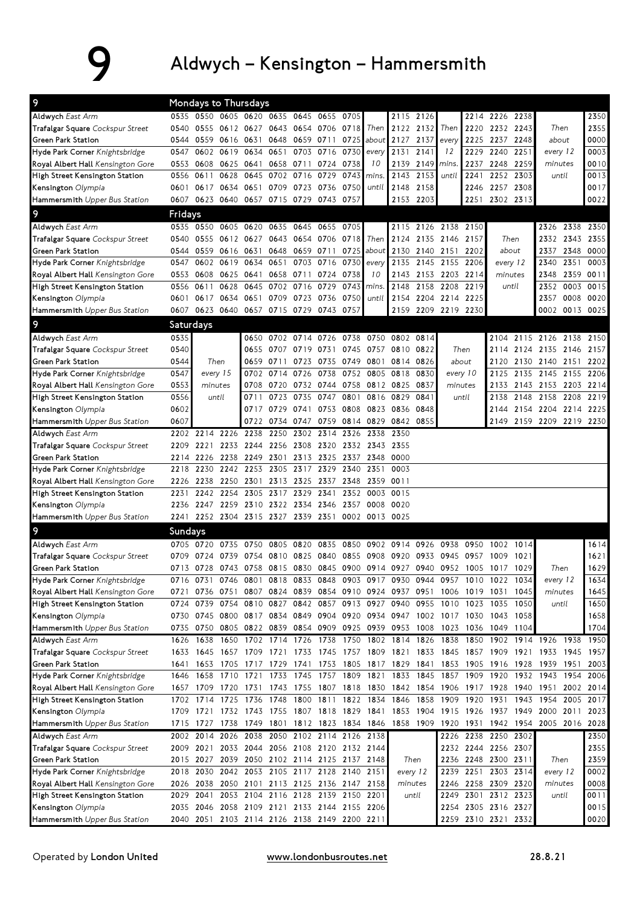# 9 Aldwych – Kensington – Hammersmith

## Mondays to Thursdays

| 9 | | | | | | | | | | | | | | | | | |
|---|---|---|---|---|---|---|---|---|---|---|---|---|---|---|---|---|---|
| **Aldwych** *East Arm* | 0535 | 0550 | 0605 | 0620 | 0635 | 0645 | 0655 | 0705 | | 2115 | 2126 | | 2214 | 2226 | 2238 | | 2350 |
| **Trafalgar Square** *Cockspur Street* | 0540 | 0555 | 0612 | 0627 | 0643 | 0654 | 0706 | 0718 | Then | 2122 | 2132 | Then | 2220 | 2232 | 2243 | Then | 2355 |
| **Green Park Station** | 0544 | 0559 | 0616 | 0631 | 0648 | 0659 | 0711 | 0725 | about | 2127 | 2137 | every | 2225 | 2237 | 2248 | about | 0000 |
| **Hyde Park Corner** *Knightsbridge* | 0547 | 0602 | 0619 | 0634 | 0651 | 0703 | 0716 | 0730 | every | 2131 | 2141 | 12 | 2229 | 2240 | 2251 | every 12 | 0003 |
| **Royal Albert Hall** *Kensington Gore* | 0553 | 0608 | 0625 | 0641 | 0658 | 0711 | 0724 | 0738 | 10 | 2139 | 2149 | mins. | 2237 | 2248 | 2259 | minutes | 0010 |
| **High Street Kensington Station** | 0556 | 0611 | 0628 | 0645 | 0702 | 0716 | 0729 | 0743 | mins. | 2143 | 2153 | until | 2241 | 2252 | 2303 | until | 0013 |
| **Kensington** *Olympia* | 0601 | 0617 | 0634 | 0651 | 0709 | 0723 | 0736 | 0750 | until | 2148 | 2158 | | 2246 | 2257 | 2308 | | 0017 |
| **Hammersmith** *Upper Bus Station* | 0607 | 0623 | 0640 | 0657 | 0715 | 0729 | 0743 | 0757 | | 2153 | 2203 | | 2251 | 2302 | 2313 | | 0022 |

## Fridays

| 9 | | | | | | | | | | | | | | | | | |
|---|---|---|---|---|---|---|---|---|---|---|---|---|---|---|---|---|---|
| **Aldwych** *East Arm* | 0535 | 0550 | 0605 | 0620 | 0635 | 0645 | 0655 | 0705 | | 2115 | 2126 | 2138 | 2150 | | 2326 | 2338 | 2350 |
| **Trafalgar Square** *Cockspur Street* | 0540 | 0555 | 0612 | 0627 | 0643 | 0654 | 0706 | 0718 | Then | 2124 | 2135 | 2146 | 2157 | Then | 2332 | 2343 | 2355 |
| **Green Park Station** | 0544 | 0559 | 0616 | 0631 | 0648 | 0659 | 0711 | 0725 | about | 2130 | 2140 | 2151 | 2202 | about | 2337 | 2348 | 0000 |
| **Hyde Park Corner** *Knightsbridge* | 0547 | 0602 | 0619 | 0634 | 0651 | 0703 | 0716 | 0730 | every | 2135 | 2145 | 2155 | 2206 | every 12 | 2340 | 2351 | 0003 |
| **Royal Albert Hall** *Kensington Gore* | 0553 | 0608 | 0625 | 0641 | 0658 | 0711 | 0724 | 0738 | 10 | 2143 | 2153 | 2203 | 2214 | minutes | 2348 | 2359 | 0011 |
| **High Street Kensington Station** | 0556 | 0611 | 0628 | 0645 | 0702 | 0716 | 0729 | 0743 | mins. | 2148 | 2158 | 2208 | 2219 | until | 2352 | 0003 | 0015 |
| **Kensington** *Olympia* | 0601 | 0617 | 0634 | 0651 | 0709 | 0723 | 0736 | 0750 | until | 2154 | 2204 | 2214 | 2225 | | 2357 | 0008 | 0020 |
| **Hammersmith** *Upper Bus Station* | 0607 | 0623 | 0640 | 0657 | 0715 | 0729 | 0743 | 0757 | | 2159 | 2209 | 2219 | 2230 | | 0002 | 0013 | 0025 |

## Saturdays

| 9 | | | | | | | | | | | | | | | | |
|---|---|---|---|---|---|---|---|---|---|---|---|---|---|---|---|---|
| **Aldwych** *East Arm* | 0535 | | 0650 | 0702 | 0714 | 0726 | 0738 | 0750 | 0802 | 0814 | | 2104 | 2115 | 2126 | 2138 | 2150 |
| **Trafalgar Square** *Cockspur Street* | 0540 | | 0655 | 0707 | 0719 | 0731 | 0745 | 0757 | 0810 | 0822 | Then | 2114 | 2124 | 2135 | 2146 | 2157 |
| **Green Park Station** | 0544 | Then | 0659 | 0711 | 0723 | 0735 | 0749 | 0801 | 0814 | 0826 | about | 2120 | 2130 | 2140 | 2151 | 2202 |
| **Hyde Park Corner** *Knightsbridge* | 0547 | every 15 | 0702 | 0714 | 0726 | 0738 | 0752 | 0805 | 0818 | 0830 | every 10 | 2125 | 2135 | 2145 | 2155 | 2206 |
| **Royal Albert Hall** *Kensington Gore* | 0553 | minutes | 0708 | 0720 | 0732 | 0744 | 0758 | 0812 | 0825 | 0837 | minutes | 2133 | 2143 | 2153 | 2203 | 2214 |
| **High Street Kensington Station** | 0556 | until | 0711 | 0723 | 0735 | 0747 | 0801 | 0816 | 0829 | 0841 | until | 2138 | 2148 | 2158 | 2208 | 2219 |
| **Kensington** *Olympia* | 0602 | | 0717 | 0729 | 0741 | 0753 | 0808 | 0823 | 0836 | 0848 | | 2144 | 2154 | 2204 | 2214 | 2225 |
| **Hammersmith** *Upper Bus Station* | 0607 | | 0722 | 0734 | 0747 | 0759 | 0814 | 0829 | 0842 | 0855 | | 2149 | 2159 | 2209 | 2219 | 2230 |
| **Aldwych** *East Arm* | 2202 | 2214 | 2226 | 2238 | 2250 | 2302 | 2314 | 2326 | 2338 | 2350 | | | | | | |
| **Trafalgar Square** *Cockspur Street* | 2209 | 2221 | 2233 | 2244 | 2256 | 2308 | 2320 | 2332 | 2343 | 2355 | | | | | | |
| **Green Park Station** | 2214 | 2226 | 2238 | 2249 | 2301 | 2313 | 2325 | 2337 | 2348 | 0000 | | | | | | |
| **Hyde Park Corner** *Knightsbridge* | 2218 | 2230 | 2242 | 2253 | 2305 | 2317 | 2329 | 2340 | 2351 | 0003 | | | | | | |
| **Royal Albert Hall** *Kensington Gore* | 2226 | 2238 | 2250 | 2301 | 2313 | 2325 | 2337 | 2348 | 2359 | 0011 | | | | | | |
| **High Street Kensington Station** | 2231 | 2242 | 2254 | 2305 | 2317 | 2329 | 2341 | 2352 | 0003 | 0015 | | | | | | |
| **Kensington** *Olympia* | 2236 | 2247 | 2259 | 2310 | 2322 | 2334 | 2346 | 2357 | 0008 | 0020 | | | | | | |
| **Hammersmith** *Upper Bus Station* | 2241 | 2252 | 2304 | 2315 | 2327 | 2339 | 2351 | 0002 | 0013 | 0025 | | | | | | |

## Sundays

| 9 | | | | | | | | | | | | | | | | | | |
|---|---|---|---|---|---|---|---|---|---|---|---|---|---|---|---|---|---|---|
| **Aldwych** *East Arm* | 0705 | 0720 | 0735 | 0750 | 0805 | 0820 | 0835 | 0850 | 0902 | 0914 | 0926 | 0938 | 0950 | 1002 | 1014 | | | 1614 |
| **Trafalgar Square** *Cockspur Street* | 0709 | 0724 | 0739 | 0754 | 0810 | 0825 | 0840 | 0855 | 0908 | 0920 | 0933 | 0945 | 0957 | 1009 | 1021 | | | 1621 |
| **Green Park Station** | 0713 | 0728 | 0743 | 0758 | 0815 | 0830 | 0845 | 0900 | 0914 | 0927 | 0940 | 0952 | 1005 | 1017 | 1029 | Then | | 1629 |
| **Hyde Park Corner** *Knightsbridge* | 0716 | 0731 | 0746 | 0801 | 0818 | 0833 | 0848 | 0903 | 0917 | 0930 | 0944 | 0957 | 1010 | 1022 | 1034 | every 12 | | 1634 |
| **Royal Albert Hall** *Kensington Gore* | 0721 | 0736 | 0751 | 0807 | 0824 | 0839 | 0854 | 0910 | 0924 | 0937 | 0951 | 1006 | 1019 | 1031 | 1045 | minutes | | 1645 |
| **High Street Kensington Station** | 0724 | 0739 | 0754 | 0810 | 0827 | 0842 | 0857 | 0913 | 0927 | 0940 | 0955 | 1010 | 1023 | 1035 | 1050 | until | | 1650 |
| **Kensington** *Olympia* | 0730 | 0745 | 0800 | 0817 | 0834 | 0849 | 0904 | 0920 | 0934 | 0947 | 1002 | 1017 | 1030 | 1043 | 1058 | | | 1658 |
| **Hammersmith** *Upper Bus Station* | 0735 | 0750 | 0805 | 0822 | 0839 | 0854 | 0909 | 0925 | 0939 | 0953 | 1008 | 1023 | 1036 | 1049 | 1104 | | | 1704 |
| **Aldwych** *East Arm* | 1626 | 1638 | 1650 | 1702 | 1714 | 1726 | 1738 | 1750 | 1802 | 1814 | 1826 | 1838 | 1850 | 1902 | 1914 | 1926 | 1938 | 1950 |
| **Trafalgar Square** *Cockspur Street* | 1633 | 1645 | 1657 | 1709 | 1721 | 1733 | 1745 | 1757 | 1809 | 1821 | 1833 | 1845 | 1857 | 1909 | 1921 | 1933 | 1945 | 1957 |
| **Green Park Station** | 1641 | 1653 | 1705 | 1717 | 1729 | 1741 | 1753 | 1805 | 1817 | 1829 | 1841 | 1853 | 1905 | 1916 | 1928 | 1939 | 1951 | 2003 |
| **Hyde Park Corner** *Knightsbridge* | 1646 | 1658 | 1710 | 1721 | 1733 | 1745 | 1757 | 1809 | 1821 | 1833 | 1845 | 1857 | 1909 | 1920 | 1932 | 1943 | 1954 | 2006 |
| **Royal Albert Hall** *Kensington Gore* | 1657 | 1709 | 1720 | 1731 | 1743 | 1755 | 1807 | 1818 | 1830 | 1842 | 1854 | 1906 | 1917 | 1928 | 1940 | 1951 | 2002 | 2014 |
| **High Street Kensington Station** | 1702 | 1714 | 1725 | 1736 | 1748 | 1800 | 1811 | 1822 | 1834 | 1846 | 1858 | 1909 | 1920 | 1931 | 1943 | 1954 | 2005 | 2017 |
| **Kensington** *Olympia* | 1709 | 1721 | 1732 | 1743 | 1755 | 1807 | 1818 | 1829 | 1841 | 1853 | 1904 | 1915 | 1926 | 1937 | 1949 | 2000 | 2011 | 2023 |
| **Hammersmith** *Upper Bus Station* | 1715 | 1727 | 1738 | 1749 | 1801 | 1812 | 1823 | 1834 | 1846 | 1858 | 1909 | 1920 | 1931 | 1942 | 1954 | 2005 | 2016 | 2028 |
| **Aldwych** *East Arm* | 2002 | 2014 | 2026 | 2038 | 2050 | 2102 | 2114 | 2126 | 2138 | | 2226 | 2238 | 2250 | 2302 | | 2350 | | |
| **Trafalgar Square** *Cockspur Street* | 2009 | 2021 | 2033 | 2044 | 2056 | 2108 | 2120 | 2132 | 2144 | | 2232 | 2244 | 2256 | 2307 | | 2355 | | |
| **Green Park Station** | 2015 | 2027 | 2039 | 2050 | 2102 | 2114 | 2125 | 2137 | 2148 | Then | 2236 | 2248 | 2300 | 2311 | Then | 2359 | | |
| **Hyde Park Corner** *Knightsbridge* | 2018 | 2030 | 2042 | 2053 | 2105 | 2117 | 2128 | 2140 | 2151 | every 12 | 2239 | 2251 | 2303 | 2314 | every 12 | 0002 | | |
| **Royal Albert Hall** *Kensington Gore* | 2026 | 2038 | 2050 | 2101 | 2113 | 2125 | 2136 | 2147 | 2158 | minutes | 2246 | 2258 | 2309 | 2320 | minutes | 0008 | | |
| **High Street Kensington Station** | 2029 | 2041 | 2053 | 2104 | 2116 | 2128 | 2139 | 2150 | 2201 | until | 2249 | 2301 | 2312 | 2323 | until | 0011 | | |
| **Kensington** *Olympia* | 2035 | 2046 | 2058 | 2109 | 2121 | 2133 | 2144 | 2155 | 2206 | | 2254 | 2305 | 2316 | 2327 | | 0015 | | |
| **Hammersmith** *Upper Bus Station* | 2040 | 2051 | 2103 | 2114 | 2126 | 2138 | 2149 | 2200 | 2211 | | 2259 | 2310 | 2321 | 2332 | | 0020 | | |

Operated by **London United** www.londonbusroutes.net 28.8.21